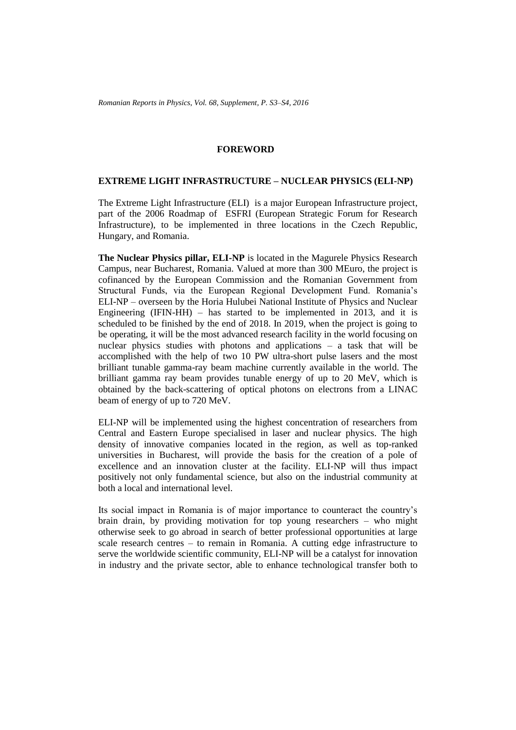# FOREWORD

## EXTREME LIGHT INFRASTRUCTURE – NUCLEAR PHYSICS (ELI-NP)

The Extreme Light Infrastructure (ELI) is a major European Infrastructure project, part of the 2006 Roadmap of ESFRI (European Strategic Forum for Research Infrastructure), to be implemented in three locations in the Czech Republic, Hungary, and Romania.

**The Nuclear Physics pillar, ELI-NP** is located in the Magurele Physics Research Campus, near Bucharest, Romania. Valued at more than 300 MEuro, the project is cofinanced by the European Commission and the Romanian Government from Structural Funds, via the European Regional Development Fund. Romania's ELI-NP – overseen by the Horia Hulubei National Institute of Physics and Nuclear Engineering (IFIN-HH) – has started to be implemented in 2013, and it is scheduled to be finished by the end of 2018. In 2019, when the project is going to be operating, it will be the most advanced research facility in the world focusing on nuclear physics studies with photons and applications – a task that will be accomplished with the help of two 10 PW ultra-short pulse lasers and the most brilliant tunable gamma-ray beam machine currently available in the world. The brilliant gamma ray beam provides tunable energy of up to 20 MeV, which is obtained by the back-scattering of optical photons on electrons from a LINAC beam of energy of up to 720 MeV.

ELI-NP will be implemented using the highest concentration of researchers from Central and Eastern Europe specialised in laser and nuclear physics. The high density of innovative companies located in the region, as well as top-ranked universities in Bucharest, will provide the basis for the creation of a pole of excellence and an innovation cluster at the facility. ELI-NP will thus impact positively not only fundamental science, but also on the industrial community at both a local and international level.

Its social impact in Romania is of major importance to counteract the country's brain drain, by providing motivation for top young researchers – who might otherwise seek to go abroad in search of better professional opportunities at large scale research centres – to remain in Romania. A cutting edge infrastructure to serve the worldwide scientific community, ELI-NP will be a catalyst for innovation in industry and the private sector, able to enhance technological transfer both to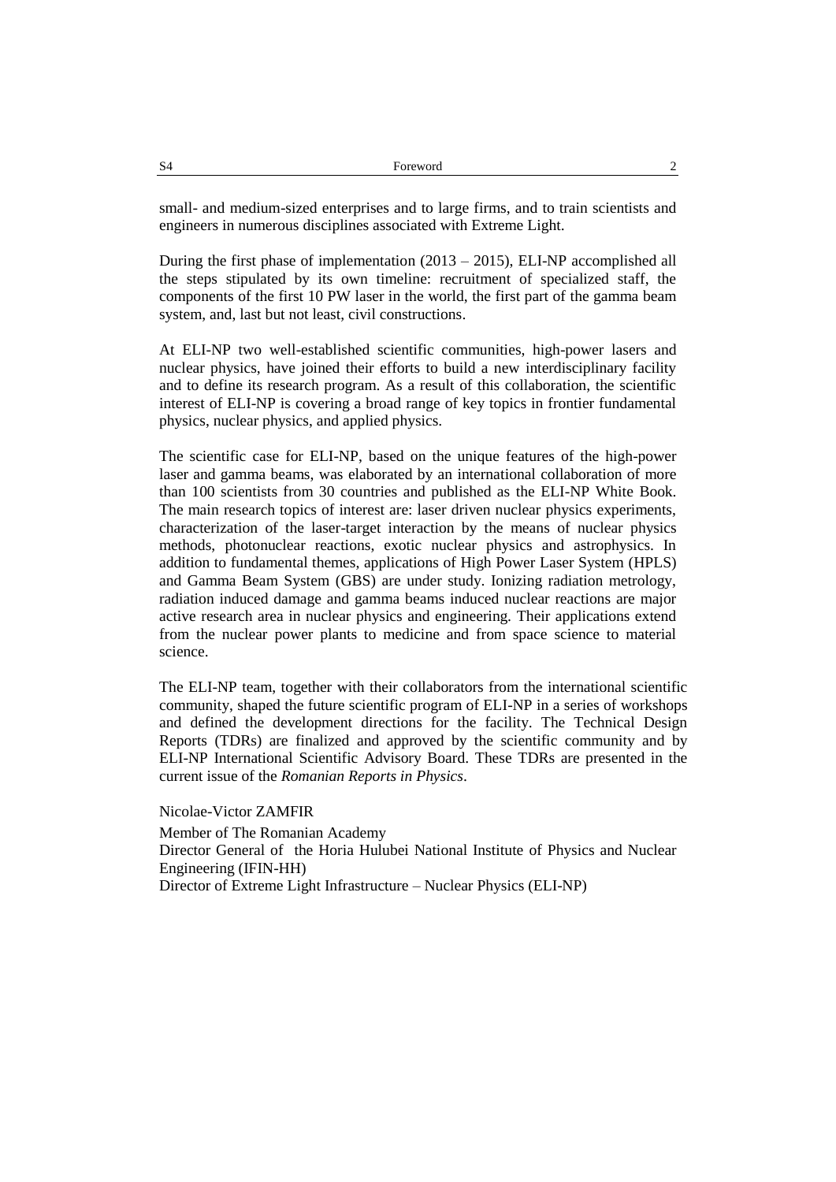small- and medium-sized enterprises and to large firms, and to train scientists and engineers in numerous disciplines associated with Extreme Light.

During the first phase of implementation (2013 – 2015), ELI-NP accomplished all the steps stipulated by its own timeline: recruitment of specialized staff, the components of the first 10 PW laser in the world, the first part of the gamma beam system, and, last but not least, civil constructions.

At ELI-NP two well-established scientific communities, high-power lasers and nuclear physics, have joined their efforts to build a new interdisciplinary facility and to define its research program. As a result of this collaboration, the scientific interest of ELI-NP is covering a broad range of key topics in frontier fundamental physics, nuclear physics, and applied physics.

The scientific case for ELI-NP, based on the unique features of the high-power laser and gamma beams, was elaborated by an international collaboration of more than 100 scientists from 30 countries and published as the ELI-NP White Book. The main research topics of interest are: laser driven nuclear physics experiments, characterization of the laser-target interaction by the means of nuclear physics methods, photonuclear reactions, exotic nuclear physics and astrophysics. In addition to fundamental themes, applications of High Power Laser System (HPLS) and Gamma Beam System (GBS) are under study. Ionizing radiation metrology, radiation induced damage and gamma beams induced nuclear reactions are major active research area in nuclear physics and engineering. Their applications extend from the nuclear power plants to medicine and from space science to material science.

The ELI-NP team, together with their collaborators from the international scientific community, shaped the future scientific program of ELI-NP in a series of workshops and defined the development directions for the facility. The Technical Design Reports (TDRs) are finalized and approved by the scientific community and by ELI-NP International Scientific Advisory Board. These TDRs are presented in the current issue of the *Romanian Reports in Physics*.

Nicolae-Victor ZAMFIR

Member of The Romanian Academy
Director General of the Horia Hulubei National Institute of Physics and Nuclear Engineering (IFIN-HH)
Director of Extreme Light Infrastructure – Nuclear Physics (ELI-NP)